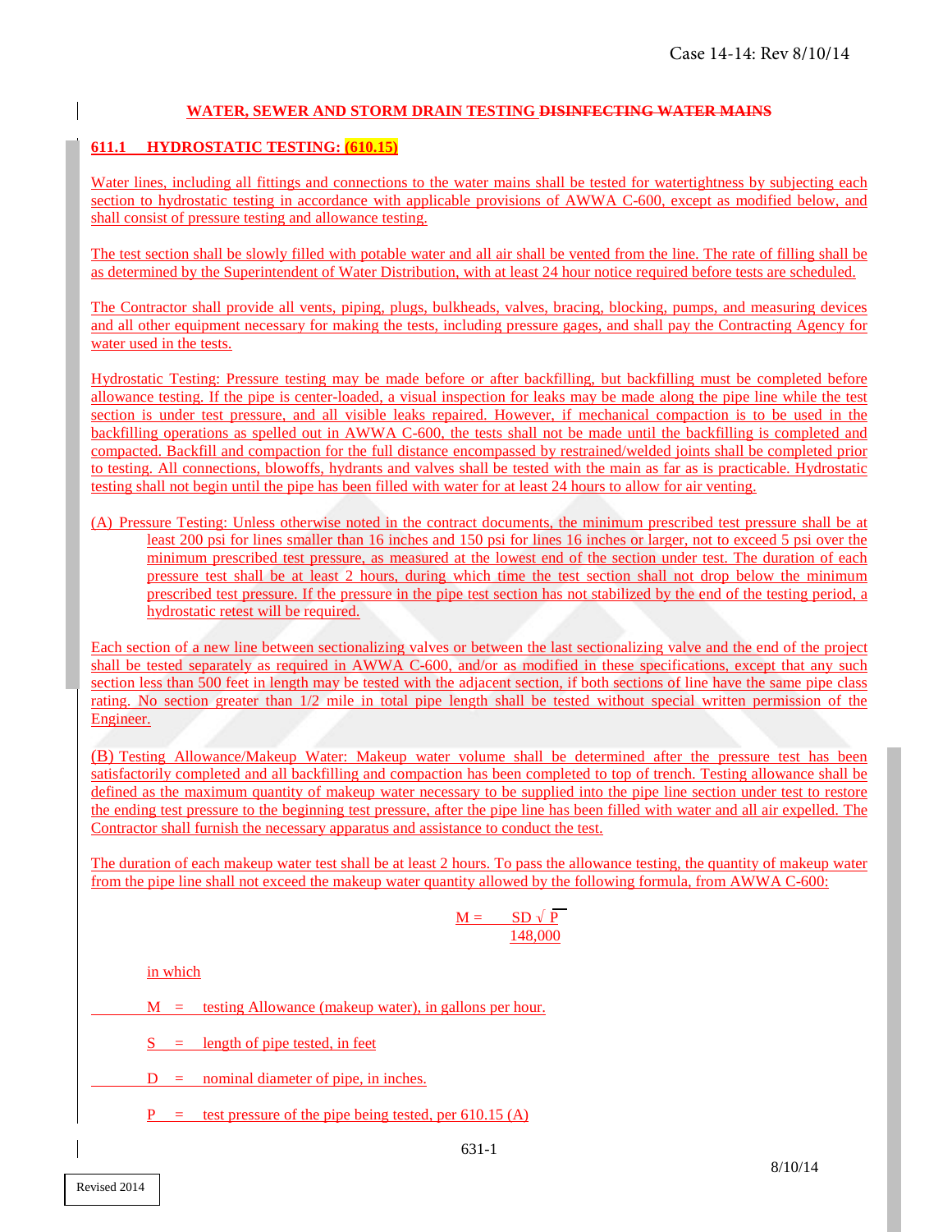## WATER, SEWER AND STORM DRAIN TESTING ~~DISINFECTING WATER MAINS~~

### 611.1 HYDROSTATIC TESTING: (610.15)

Water lines, including all fittings and connections to the water mains shall be tested for watertightness by subjecting each section to hydrostatic testing in accordance with applicable provisions of AWWA C-600, except as modified below, and shall consist of pressure testing and allowance testing.

The test section shall be slowly filled with potable water and all air shall be vented from the line. The rate of filling shall be as determined by the Superintendent of Water Distribution, with at least 24 hour notice required before tests are scheduled.

The Contractor shall provide all vents, piping, plugs, bulkheads, valves, bracing, blocking, pumps, and measuring devices and all other equipment necessary for making the tests, including pressure gages, and shall pay the Contracting Agency for water used in the tests.

Hydrostatic Testing: Pressure testing may be made before or after backfilling, but backfilling must be completed before allowance testing. If the pipe is center-loaded, a visual inspection for leaks may be made along the pipe line while the test section is under test pressure, and all visible leaks repaired. However, if mechanical compaction is to be used in the backfilling operations as spelled out in AWWA C-600, the tests shall not be made until the backfilling is completed and compacted. Backfill and compaction for the full distance encompassed by restrained/welded joints shall be completed prior to testing. All connections, blowoffs, hydrants and valves shall be tested with the main as far as is practicable. Hydrostatic testing shall not begin until the pipe has been filled with water for at least 24 hours to allow for air venting.

(A) Pressure Testing: Unless otherwise noted in the contract documents, the minimum prescribed test pressure shall be at least 200 psi for lines smaller than 16 inches and 150 psi for lines 16 inches or larger, not to exceed 5 psi over the minimum prescribed test pressure, as measured at the lowest end of the section under test. The duration of each pressure test shall be at least 2 hours, during which time the test section shall not drop below the minimum prescribed test pressure. If the pressure in the pipe test section has not stabilized by the end of the testing period, a hydrostatic retest will be required.

Each section of a new line between sectionalizing valves or between the last sectionalizing valve and the end of the project shall be tested separately as required in AWWA C-600, and/or as modified in these specifications, except that any such section less than 500 feet in length may be tested with the adjacent section, if both sections of line have the same pipe class rating. No section greater than 1/2 mile in total pipe length shall be tested without special written permission of the Engineer.

(B) Testing Allowance/Makeup Water: Makeup water volume shall be determined after the pressure test has been satisfactorily completed and all backfilling and compaction has been completed to top of trench. Testing allowance shall be defined as the maximum quantity of makeup water necessary to be supplied into the pipe line section under test to restore the ending test pressure to the beginning test pressure, after the pipe line has been filled with water and all air expelled. The Contractor shall furnish the necessary apparatus and assistance to conduct the test.

The duration of each makeup water test shall be at least 2 hours. To pass the allowance testing, the quantity of makeup water from the pipe line shall not exceed the makeup water quantity allowed by the following formula, from AWWA C-600:

$$M = \frac{SD\sqrt{P}}{148{,}000}$$

in which

M = testing Allowance (makeup water), in gallons per hour.

S = length of pipe tested, in feet

D = nominal diameter of pipe, in inches.

P = test pressure of the pipe being tested, per 610.15 (A)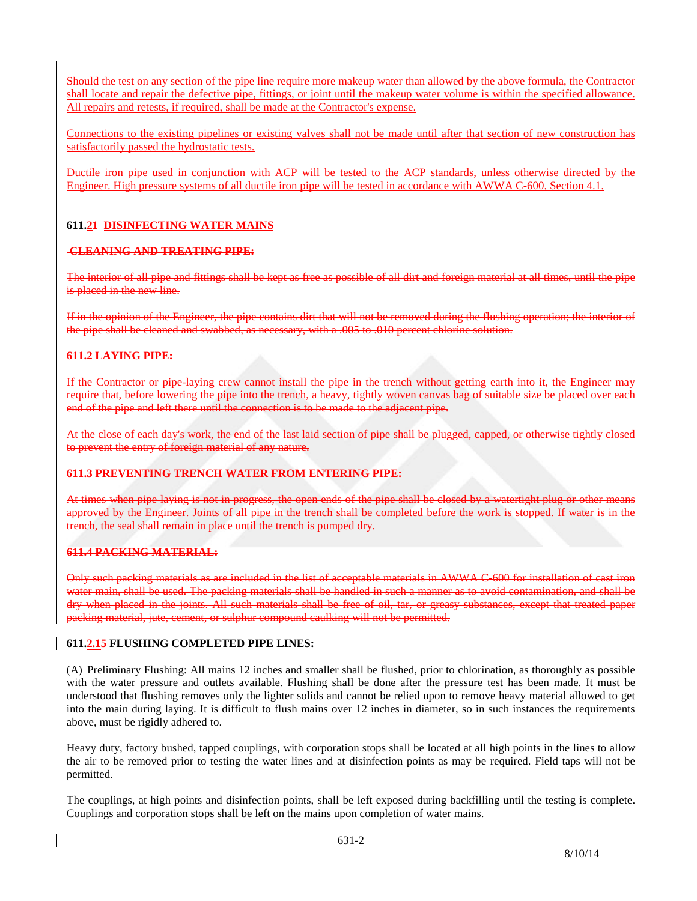Should the test on any section of the pipe line require more makeup water than allowed by the above formula, the Contractor shall locate and repair the defective pipe, fittings, or joint until the makeup water volume is within the specified allowance. All repairs and retests, if required, shall be made at the Contractor's expense.

Connections to the existing pipelines or existing valves shall not be made until after that section of new construction has satisfactorily passed the hydrostatic tests.

Ductile iron pipe used in conjunction with ACP will be tested to the ACP standards, unless otherwise directed by the Engineer. High pressure systems of all ductile iron pipe will be tested in accordance with AWWA C-600, Section 4.1.

**611.~~1~~2 DISINFECTING WATER MAINS**

~~**CLEANING AND TREATING PIPE:**~~

~~The interior of all pipe and fittings shall be kept as free as possible of all dirt and foreign material at all times, until the pipe is placed in the new line.~~

~~If in the opinion of the Engineer, the pipe contains dirt that will not be removed during the flushing operation; the interior of the pipe shall be cleaned and swabbed, as necessary, with a .005 to .010 percent chlorine solution.~~

~~**611.2 LAYING PIPE:**~~

~~If the Contractor or pipe laying crew cannot install the pipe in the trench without getting earth into it, the Engineer may require that, before lowering the pipe into the trench, a heavy, tightly woven canvas bag of suitable size be placed over each end of the pipe and left there until the connection is to be made to the adjacent pipe.~~

~~At the close of each day's work, the end of the last laid section of pipe shall be plugged, capped, or otherwise tightly closed to prevent the entry of foreign material of any nature.~~

~~**611.3 PREVENTING TRENCH WATER FROM ENTERING PIPE:**~~

~~At times when pipe laying is not in progress, the open ends of the pipe shall be closed by a watertight plug or other means approved by the Engineer. Joints of all pipe in the trench shall be completed before the work is stopped. If water is in the trench, the seal shall remain in place until the trench is pumped dry.~~

~~**611.4 PACKING MATERIAL:**~~

~~Only such packing materials as are included in the list of acceptable materials in AWWA C-600 for installation of cast iron water main, shall be used. The packing materials shall be handled in such a manner as to avoid contamination, and shall be dry when placed in the joints. All such materials shall be free of oil, tar, or greasy substances, except that treated paper packing material, jute, cement, or sulphur compound caulking will not be permitted.~~

**611.2.1~~5~~ FLUSHING COMPLETED PIPE LINES:**

(A) Preliminary Flushing: All mains 12 inches and smaller shall be flushed, prior to chlorination, as thoroughly as possible with the water pressure and outlets available. Flushing shall be done after the pressure test has been made. It must be understood that flushing removes only the lighter solids and cannot be relied upon to remove heavy material allowed to get into the main during laying. It is difficult to flush mains over 12 inches in diameter, so in such instances the requirements above, must be rigidly adhered to.

Heavy duty, factory bushed, tapped couplings, with corporation stops shall be located at all high points in the lines to allow the air to be removed prior to testing the water lines and at disinfection points as may be required. Field taps will not be permitted.

The couplings, at high points and disinfection points, shall be left exposed during backfilling until the testing is complete. Couplings and corporation stops shall be left on the mains upon completion of water mains.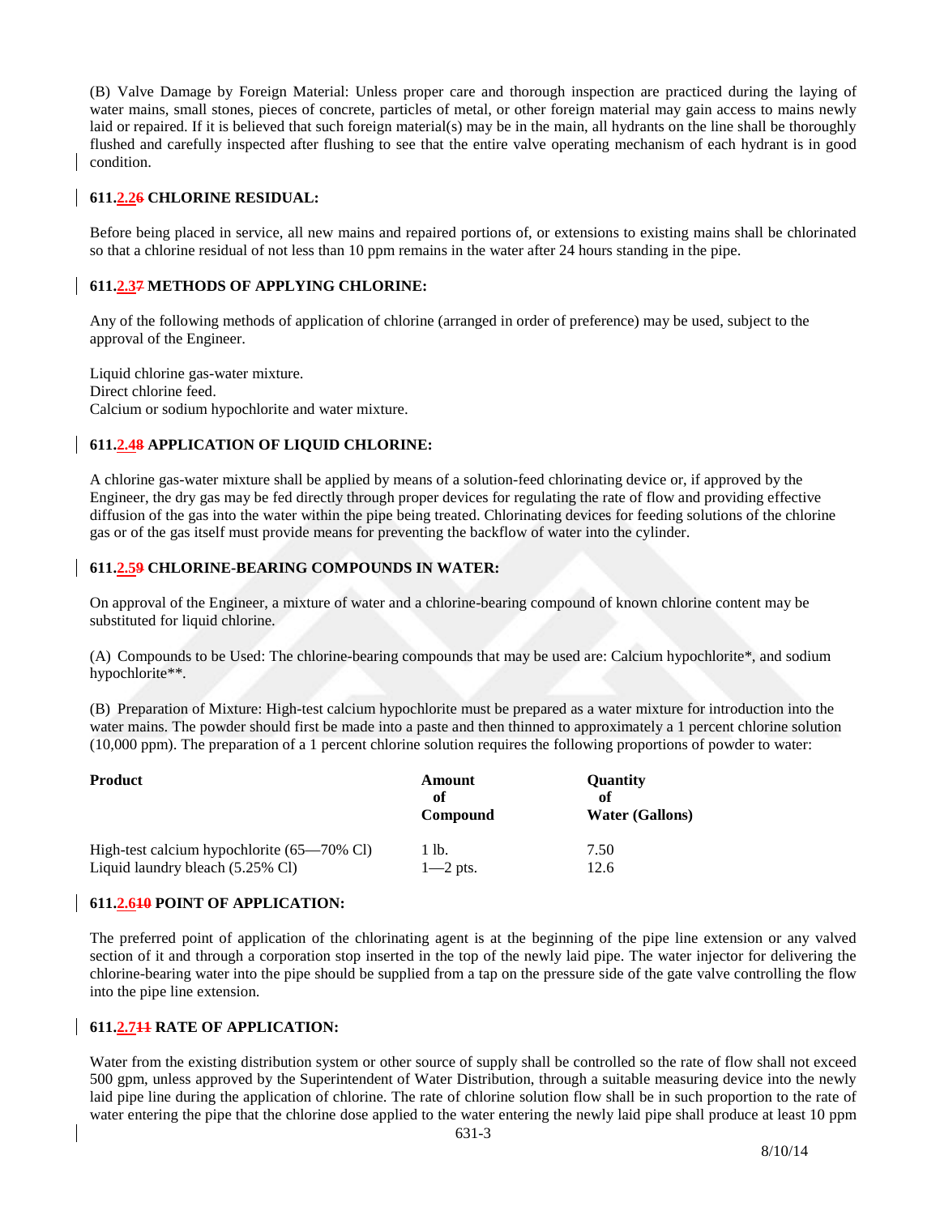(B) Valve Damage by Foreign Material: Unless proper care and thorough inspection are practiced during the laying of water mains, small stones, pieces of concrete, particles of metal, or other foreign material may gain access to mains newly laid or repaired. If it is believed that such foreign material(s) may be in the main, all hydrants on the line shall be thoroughly flushed and carefully inspected after flushing to see that the entire valve operating mechanism of each hydrant is in good condition.

### 611.2.2~~6~~ CHLORINE RESIDUAL:

Before being placed in service, all new mains and repaired portions of, or extensions to existing mains shall be chlorinated so that a chlorine residual of not less than 10 ppm remains in the water after 24 hours standing in the pipe.

### 611.2.3~~7~~ METHODS OF APPLYING CHLORINE:

Any of the following methods of application of chlorine (arranged in order of preference) may be used, subject to the approval of the Engineer.

Liquid chlorine gas-water mixture.
Direct chlorine feed.
Calcium or sodium hypochlorite and water mixture.

### 611.2.4~~8~~ APPLICATION OF LIQUID CHLORINE:

A chlorine gas-water mixture shall be applied by means of a solution-feed chlorinating device or, if approved by the Engineer, the dry gas may be fed directly through proper devices for regulating the rate of flow and providing effective diffusion of the gas into the water within the pipe being treated. Chlorinating devices for feeding solutions of the chlorine gas or of the gas itself must provide means for preventing the backflow of water into the cylinder.

### 611.2.5~~9~~ CHLORINE-BEARING COMPOUNDS IN WATER:

On approval of the Engineer, a mixture of water and a chlorine-bearing compound of known chlorine content may be substituted for liquid chlorine.

(A) Compounds to be Used: The chlorine-bearing compounds that may be used are: Calcium hypochlorite*, and sodium hypochlorite**.

(B) Preparation of Mixture: High-test calcium hypochlorite must be prepared as a water mixture for introduction into the water mains. The powder should first be made into a paste and then thinned to approximately a 1 percent chlorine solution (10,000 ppm). The preparation of a 1 percent chlorine solution requires the following proportions of powder to water:

| Product | Amount of Compound | Quantity of Water (Gallons) |
|---|---|---|
| High-test calcium hypochlorite (65—70% Cl) | 1 lb. | 7.50 |
| Liquid laundry bleach (5.25% Cl) | 1—2 pts. | 12.6 |

### 611.2.6~~10~~ POINT OF APPLICATION:

The preferred point of application of the chlorinating agent is at the beginning of the pipe line extension or any valved section of it and through a corporation stop inserted in the top of the newly laid pipe. The water injector for delivering the chlorine-bearing water into the pipe should be supplied from a tap on the pressure side of the gate valve controlling the flow into the pipe line extension.

### 611.2.7~~11~~ RATE OF APPLICATION:

Water from the existing distribution system or other source of supply shall be controlled so the rate of flow shall not exceed 500 gpm, unless approved by the Superintendent of Water Distribution, through a suitable measuring device into the newly laid pipe line during the application of chlorine. The rate of chlorine solution flow shall be in such proportion to the rate of water entering the pipe that the chlorine dose applied to the water entering the newly laid pipe shall produce at least 10 ppm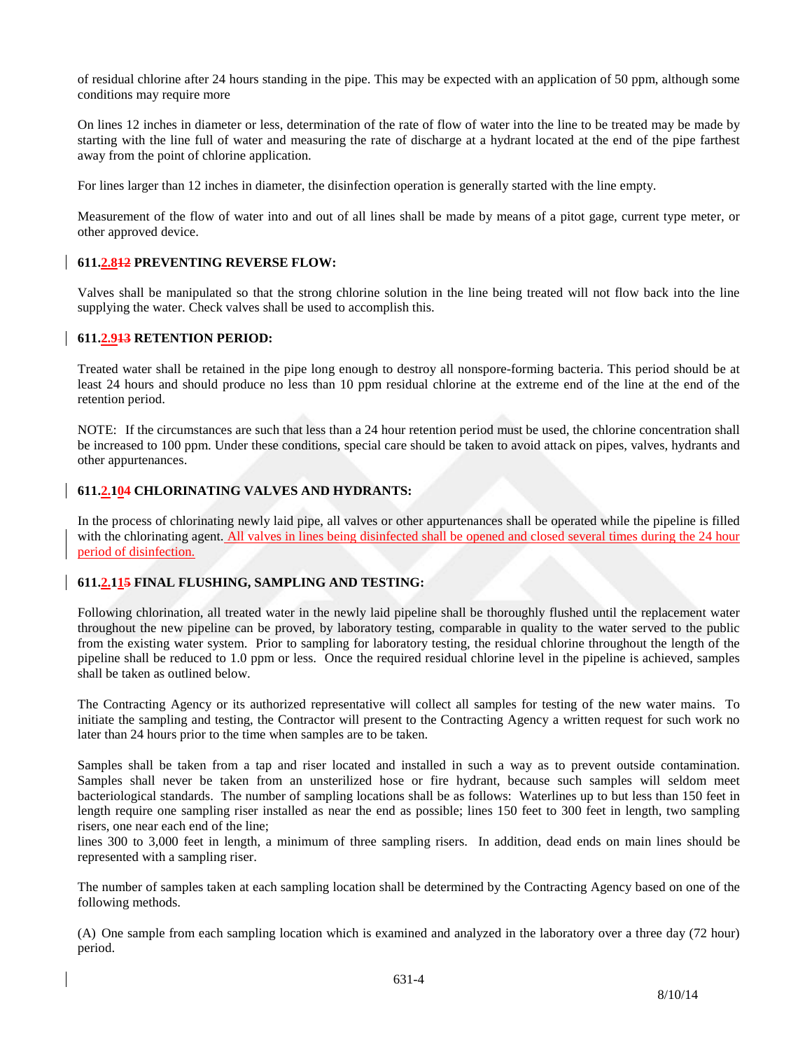of residual chlorine after 24 hours standing in the pipe. This may be expected with an application of 50 ppm, although some conditions may require more

On lines 12 inches in diameter or less, determination of the rate of flow of water into the line to be treated may be made by starting with the line full of water and measuring the rate of discharge at a hydrant located at the end of the pipe farthest away from the point of chlorine application.

For lines larger than 12 inches in diameter, the disinfection operation is generally started with the line empty.

Measurement of the flow of water into and out of all lines shall be made by means of a pitot gage, current type meter, or other approved device.

**611.2.8~~12~~ PREVENTING REVERSE FLOW:**

Valves shall be manipulated so that the strong chlorine solution in the line being treated will not flow back into the line supplying the water. Check valves shall be used to accomplish this.

**611.2.9~~13~~ RETENTION PERIOD:**

Treated water shall be retained in the pipe long enough to destroy all nonspore-forming bacteria. This period should be at least 24 hours and should produce no less than 10 ppm residual chlorine at the extreme end of the line at the end of the retention period.

NOTE: If the circumstances are such that less than a 24 hour retention period must be used, the chlorine concentration shall be increased to 100 ppm. Under these conditions, special care should be taken to avoid attack on pipes, valves, hydrants and other appurtenances.

**611.2.10~~4~~ CHLORINATING VALVES AND HYDRANTS:**

In the process of chlorinating newly laid pipe, all valves or other appurtenances shall be operated while the pipeline is filled with the chlorinating agent. All valves in lines being disinfected shall be opened and closed several times during the 24 hour period of disinfection.

**611.2.11~~5~~ FINAL FLUSHING, SAMPLING AND TESTING:**

Following chlorination, all treated water in the newly laid pipeline shall be thoroughly flushed until the replacement water throughout the new pipeline can be proved, by laboratory testing, comparable in quality to the water served to the public from the existing water system. Prior to sampling for laboratory testing, the residual chlorine throughout the length of the pipeline shall be reduced to 1.0 ppm or less. Once the required residual chlorine level in the pipeline is achieved, samples shall be taken as outlined below.

The Contracting Agency or its authorized representative will collect all samples for testing of the new water mains. To initiate the sampling and testing, the Contractor will present to the Contracting Agency a written request for such work no later than 24 hours prior to the time when samples are to be taken.

Samples shall be taken from a tap and riser located and installed in such a way as to prevent outside contamination. Samples shall never be taken from an unsterilized hose or fire hydrant, because such samples will seldom meet bacteriological standards. The number of sampling locations shall be as follows: Waterlines up to but less than 150 feet in length require one sampling riser installed as near the end as possible; lines 150 feet to 300 feet in length, two sampling risers, one near each end of the line;
lines 300 to 3,000 feet in length, a minimum of three sampling risers. In addition, dead ends on main lines should be represented with a sampling riser.

The number of samples taken at each sampling location shall be determined by the Contracting Agency based on one of the following methods.

(A) One sample from each sampling location which is examined and analyzed in the laboratory over a three day (72 hour) period.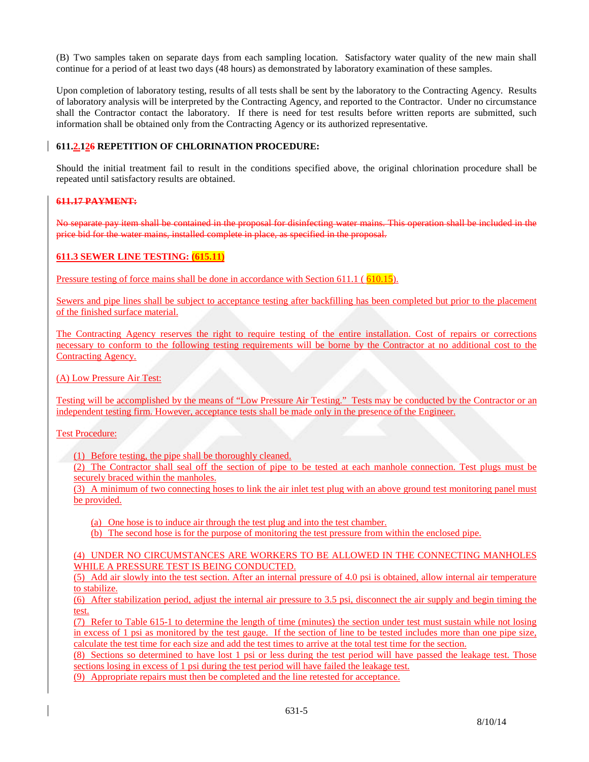(B) Two samples taken on separate days from each sampling location. Satisfactory water quality of the new main shall continue for a period of at least two days (48 hours) as demonstrated by laboratory examination of these samples.

Upon completion of laboratory testing, results of all tests shall be sent by the laboratory to the Contracting Agency. Results of laboratory analysis will be interpreted by the Contracting Agency, and reported to the Contractor. Under no circumstance shall the Contractor contact the laboratory. If there is need for test results before written reports are submitted, such information shall be obtained only from the Contracting Agency or its authorized representative.

**611.2.126 REPETITION OF CHLORINATION PROCEDURE:**

Should the initial treatment fail to result in the conditions specified above, the original chlorination procedure shall be repeated until satisfactory results are obtained.

~~**611.17 PAYMENT:**~~

~~No separate pay item shall be contained in the proposal for disinfecting water mains. This operation shall be included in the price bid for the water mains, installed complete in place, as specified in the proposal.~~

**611.3 SEWER LINE TESTING: (615.11)**

Pressure testing of force mains shall be done in accordance with Section 611.1 ( 610.15).

Sewers and pipe lines shall be subject to acceptance testing after backfilling has been completed but prior to the placement of the finished surface material.

The Contracting Agency reserves the right to require testing of the entire installation. Cost of repairs or corrections necessary to conform to the following testing requirements will be borne by the Contractor at no additional cost to the Contracting Agency.

(A) Low Pressure Air Test:

Testing will be accomplished by the means of "Low Pressure Air Testing." Tests may be conducted by the Contractor or an independent testing firm. However, acceptance tests shall be made only in the presence of the Engineer.

Test Procedure:

(1) Before testing, the pipe shall be thoroughly cleaned.
(2) The Contractor shall seal off the section of pipe to be tested at each manhole connection. Test plugs must be securely braced within the manholes.
(3) A minimum of two connecting hoses to link the air inlet test plug with an above ground test monitoring panel must be provided.

(a) One hose is to induce air through the test plug and into the test chamber.
(b) The second hose is for the purpose of monitoring the test pressure from within the enclosed pipe.

(4) UNDER NO CIRCUMSTANCES ARE WORKERS TO BE ALLOWED IN THE CONNECTING MANHOLES WHILE A PRESSURE TEST IS BEING CONDUCTED.
(5) Add air slowly into the test section. After an internal pressure of 4.0 psi is obtained, allow internal air temperature to stabilize.
(6) After stabilization period, adjust the internal air pressure to 3.5 psi, disconnect the air supply and begin timing the test.
(7) Refer to Table 615-1 to determine the length of time (minutes) the section under test must sustain while not losing in excess of 1 psi as monitored by the test gauge. If the section of line to be tested includes more than one pipe size, calculate the test time for each size and add the test times to arrive at the total test time for the section.
(8) Sections so determined to have lost 1 psi or less during the test period will have passed the leakage test. Those sections losing in excess of 1 psi during the test period will have failed the leakage test.
(9) Appropriate repairs must then be completed and the line retested for acceptance.

8/10/14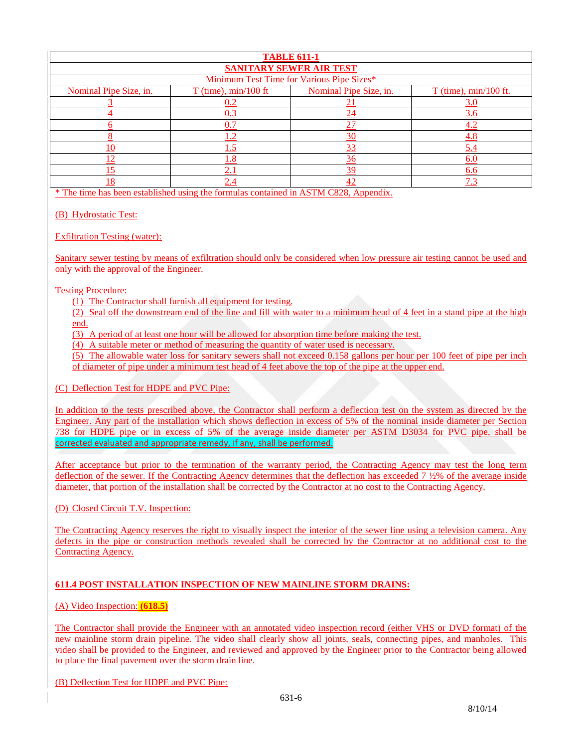| TABLE 611-1 | | | |
|---|---|---|---|
| SANITARY SEWER AIR TEST | | | |
| Minimum Test Time for Various Pipe Sizes* | | | |
| Nominal Pipe Size, in. | T (time), min/100 ft | Nominal Pipe Size, in. | T (time), min/100 ft. |
| 3 | 0.2 | 21 | 3.0 |
| 4 | 0.3 | 24 | 3.6 |
| 6 | 0.7 | 27 | 4.2 |
| 8 | 1.2 | 30 | 4.8 |
| 10 | 1.5 | 33 | 5.4 |
| 12 | 1.8 | 36 | 6.0 |
| 15 | 2.1 | 39 | 6.6 |
| 18 | 2.4 | 42 | 7.3 |

* The time has been established using the formulas contained in ASTM C828, Appendix.

(B) Hydrostatic Test:

Exfiltration Testing (water):

Sanitary sewer testing by means of exfiltration should only be considered when low pressure air testing cannot be used and only with the approval of the Engineer.

Testing Procedure:

(1) The Contractor shall furnish all equipment for testing.

(2) Seal off the downstream end of the line and fill with water to a minimum head of 4 feet in a stand pipe at the high end.

(3) A period of at least one hour will be allowed for absorption time before making the test.

(4) A suitable meter or method of measuring the quantity of water used is necessary.

(5) The allowable water loss for sanitary sewers shall not exceed 0.158 gallons per hour per 100 feet of pipe per inch of diameter of pipe under a minimum test head of 4 feet above the top of the pipe at the upper end.

(C) Deflection Test for HDPE and PVC Pipe:

In addition to the tests prescribed above, the Contractor shall perform a deflection test on the system as directed by the Engineer. Any part of the installation which shows deflection in excess of 5% of the nominal inside diameter per Section 738 for HDPE pipe or in excess of 5% of the average inside diameter per ASTM D3034 for PVC pipe, shall be ~~corrected~~ evaluated and appropriate remedy, if any, shall be performed.

After acceptance but prior to the termination of the warranty period, the Contracting Agency may test the long term deflection of the sewer. If the Contracting Agency determines that the deflection has exceeded 7 ½% of the average inside diameter, that portion of the installation shall be corrected by the Contractor at no cost to the Contracting Agency.

(D) Closed Circuit T.V. Inspection:

The Contracting Agency reserves the right to visually inspect the interior of the sewer line using a television camera. Any defects in the pipe or construction methods revealed shall be corrected by the Contractor at no additional cost to the Contracting Agency.

**611.4 POST INSTALLATION INSPECTION OF NEW MAINLINE STORM DRAINS:**

(A) Video Inspection: **(618.5)**

The Contractor shall provide the Engineer with an annotated video inspection record (either VHS or DVD format) of the new mainline storm drain pipeline. The video shall clearly show all joints, seals, connecting pipes, and manholes. This video shall be provided to the Engineer, and reviewed and approved by the Engineer prior to the Contractor being allowed to place the final pavement over the storm drain line.

(B) Deflection Test for HDPE and PVC Pipe: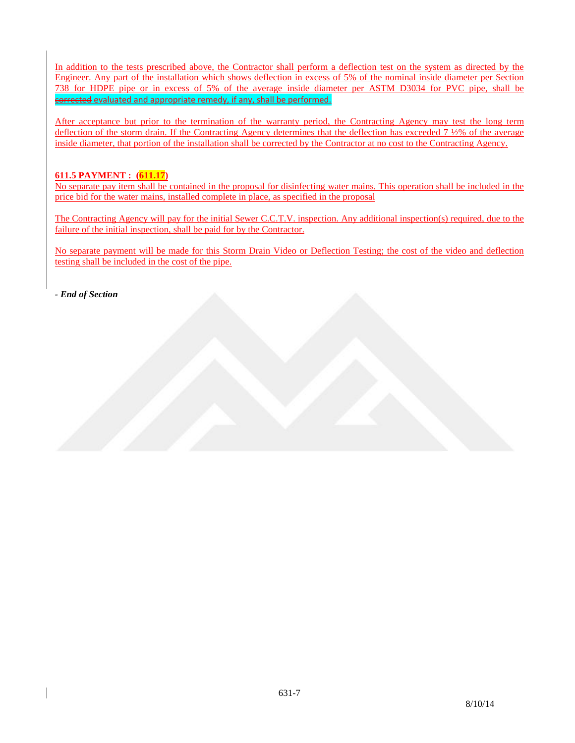In addition to the tests prescribed above, the Contractor shall perform a deflection test on the system as directed by the Engineer. Any part of the installation which shows deflection in excess of 5% of the nominal inside diameter per Section 738 for HDPE pipe or in excess of 5% of the average inside diameter per ASTM D3034 for PVC pipe, shall be ~~corrected~~ evaluated and appropriate remedy, if any, shall be performed.

After acceptance but prior to the termination of the warranty period, the Contracting Agency may test the long term deflection of the storm drain. If the Contracting Agency determines that the deflection has exceeded 7 ½% of the average inside diameter, that portion of the installation shall be corrected by the Contractor at no cost to the Contracting Agency.

**611.5 PAYMENT : (611.17)**

No separate pay item shall be contained in the proposal for disinfecting water mains. This operation shall be included in the price bid for the water mains, installed complete in place, as specified in the proposal

The Contracting Agency will pay for the initial Sewer C.C.T.V. inspection. Any additional inspection(s) required, due to the failure of the initial inspection, shall be paid for by the Contractor.

No separate payment will be made for this Storm Drain Video or Deflection Testing; the cost of the video and deflection testing shall be included in the cost of the pipe.

***- End of Section***

8/10/14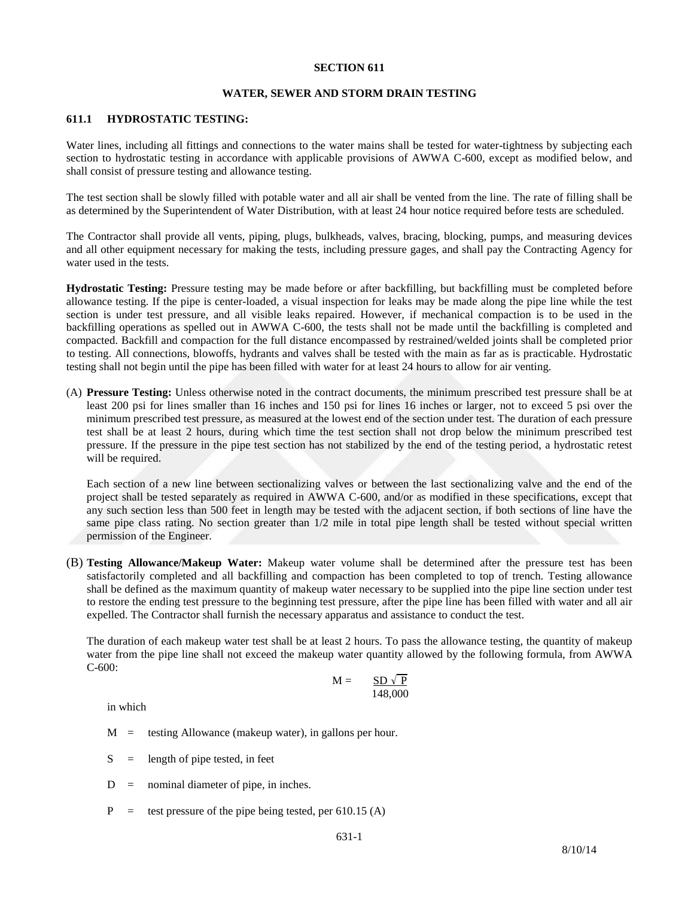# SECTION 611

## WATER, SEWER AND STORM DRAIN TESTING

### 611.1 HYDROSTATIC TESTING:

Water lines, including all fittings and connections to the water mains shall be tested for water-tightness by subjecting each section to hydrostatic testing in accordance with applicable provisions of AWWA C-600, except as modified below, and shall consist of pressure testing and allowance testing.

The test section shall be slowly filled with potable water and all air shall be vented from the line. The rate of filling shall be as determined by the Superintendent of Water Distribution, with at least 24 hour notice required before tests are scheduled.

The Contractor shall provide all vents, piping, plugs, bulkheads, valves, bracing, blocking, pumps, and measuring devices and all other equipment necessary for making the tests, including pressure gages, and shall pay the Contracting Agency for water used in the tests.

**Hydrostatic Testing:** Pressure testing may be made before or after backfilling, but backfilling must be completed before allowance testing. If the pipe is center-loaded, a visual inspection for leaks may be made along the pipe line while the test section is under test pressure, and all visible leaks repaired. However, if mechanical compaction is to be used in the backfilling operations as spelled out in AWWA C-600, the tests shall not be made until the backfilling is completed and compacted. Backfill and compaction for the full distance encompassed by restrained/welded joints shall be completed prior to testing. All connections, blowoffs, hydrants and valves shall be tested with the main as far as is practicable. Hydrostatic testing shall not begin until the pipe has been filled with water for at least 24 hours to allow for air venting.

(A) **Pressure Testing:** Unless otherwise noted in the contract documents, the minimum prescribed test pressure shall be at least 200 psi for lines smaller than 16 inches and 150 psi for lines 16 inches or larger, not to exceed 5 psi over the minimum prescribed test pressure, as measured at the lowest end of the section under test. The duration of each pressure test shall be at least 2 hours, during which time the test section shall not drop below the minimum prescribed test pressure. If the pressure in the pipe test section has not stabilized by the end of the testing period, a hydrostatic retest will be required.

Each section of a new line between sectionalizing valves or between the last sectionalizing valve and the end of the project shall be tested separately as required in AWWA C-600, and/or as modified in these specifications, except that any such section less than 500 feet in length may be tested with the adjacent section, if both sections of line have the same pipe class rating. No section greater than 1/2 mile in total pipe length shall be tested without special written permission of the Engineer.

(B) **Testing Allowance/Makeup Water:** Makeup water volume shall be determined after the pressure test has been satisfactorily completed and all backfilling and compaction has been completed to top of trench. Testing allowance shall be defined as the maximum quantity of makeup water necessary to be supplied into the pipe line section under test to restore the ending test pressure to the beginning test pressure, after the pipe line has been filled with water and all air expelled. The Contractor shall furnish the necessary apparatus and assistance to conduct the test.

The duration of each makeup water test shall be at least 2 hours. To pass the allowance testing, the quantity of makeup water from the pipe line shall not exceed the makeup water quantity allowed by the following formula, from AWWA C-600:

$$M = \frac{SD\sqrt{P}}{148{,}000}$$

in which

- $M$ = testing Allowance (makeup water), in gallons per hour.
- $S$ = length of pipe tested, in feet
- $D$ = nominal diameter of pipe, in inches.
- $P$ = test pressure of the pipe being tested, per 610.15 (A)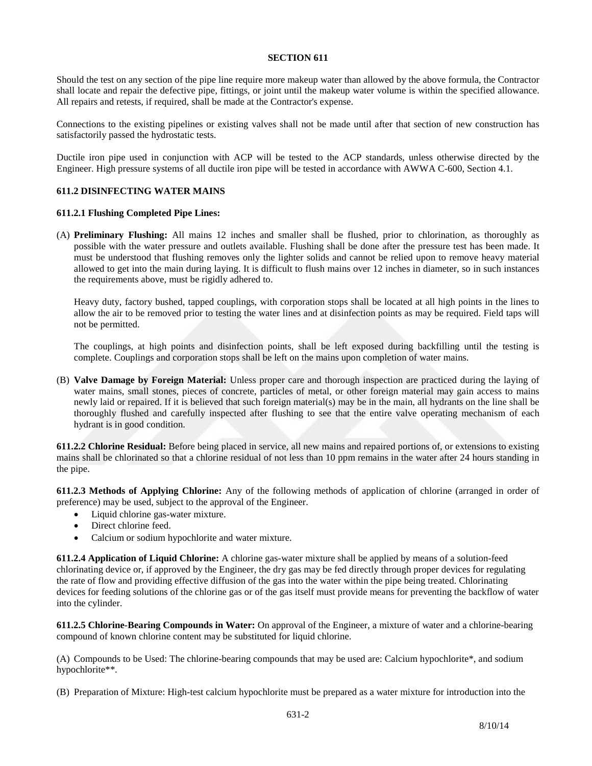## SECTION 611

Should the test on any section of the pipe line require more makeup water than allowed by the above formula, the Contractor shall locate and repair the defective pipe, fittings, or joint until the makeup water volume is within the specified allowance. All repairs and retests, if required, shall be made at the Contractor's expense.

Connections to the existing pipelines or existing valves shall not be made until after that section of new construction has satisfactorily passed the hydrostatic tests.

Ductile iron pipe used in conjunction with ACP will be tested to the ACP standards, unless otherwise directed by the Engineer. High pressure systems of all ductile iron pipe will be tested in accordance with AWWA C-600, Section 4.1.

### 611.2 DISINFECTING WATER MAINS

#### 611.2.1 Flushing Completed Pipe Lines:

(A) **Preliminary Flushing:** All mains 12 inches and smaller shall be flushed, prior to chlorination, as thoroughly as possible with the water pressure and outlets available. Flushing shall be done after the pressure test has been made. It must be understood that flushing removes only the lighter solids and cannot be relied upon to remove heavy material allowed to get into the main during laying. It is difficult to flush mains over 12 inches in diameter, so in such instances the requirements above, must be rigidly adhered to.

Heavy duty, factory bushed, tapped couplings, with corporation stops shall be located at all high points in the lines to allow the air to be removed prior to testing the water lines and at disinfection points as may be required. Field taps will not be permitted.

The couplings, at high points and disinfection points, shall be left exposed during backfilling until the testing is complete. Couplings and corporation stops shall be left on the mains upon completion of water mains.

(B) **Valve Damage by Foreign Material:** Unless proper care and thorough inspection are practiced during the laying of water mains, small stones, pieces of concrete, particles of metal, or other foreign material may gain access to mains newly laid or repaired. If it is believed that such foreign material(s) may be in the main, all hydrants on the line shall be thoroughly flushed and carefully inspected after flushing to see that the entire valve operating mechanism of each hydrant is in good condition.

**611.2.2 Chlorine Residual:** Before being placed in service, all new mains and repaired portions of, or extensions to existing mains shall be chlorinated so that a chlorine residual of not less than 10 ppm remains in the water after 24 hours standing in the pipe.

**611.2.3 Methods of Applying Chlorine:** Any of the following methods of application of chlorine (arranged in order of preference) may be used, subject to the approval of the Engineer.

- Liquid chlorine gas-water mixture.
- Direct chlorine feed.
- Calcium or sodium hypochlorite and water mixture.

**611.2.4 Application of Liquid Chlorine:** A chlorine gas-water mixture shall be applied by means of a solution-feed chlorinating device or, if approved by the Engineer, the dry gas may be fed directly through proper devices for regulating the rate of flow and providing effective diffusion of the gas into the water within the pipe being treated. Chlorinating devices for feeding solutions of the chlorine gas or of the gas itself must provide means for preventing the backflow of water into the cylinder.

**611.2.5 Chlorine-Bearing Compounds in Water:** On approval of the Engineer, a mixture of water and a chlorine-bearing compound of known chlorine content may be substituted for liquid chlorine.

(A) Compounds to be Used: The chlorine-bearing compounds that may be used are: Calcium hypochlorite*, and sodium hypochlorite**.

(B) Preparation of Mixture: High-test calcium hypochlorite must be prepared as a water mixture for introduction into the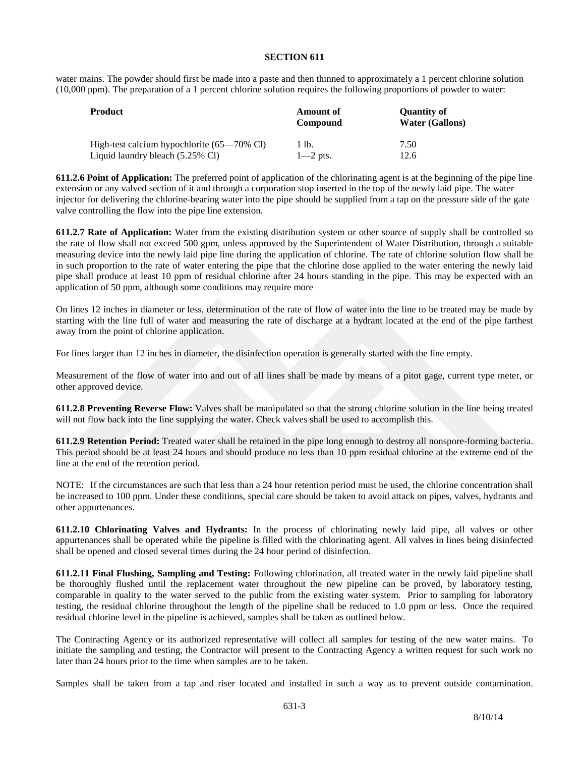water mains. The powder should first be made into a paste and then thinned to approximately a 1 percent chlorine solution (10,000 ppm). The preparation of a 1 percent chlorine solution requires the following proportions of powder to water:

| Product | Amount of Compound | Quantity of Water (Gallons) |
|---|---|---|
| High-test calcium hypochlorite (65—70% Cl) | 1 lb. | 7.50 |
| Liquid laundry bleach (5.25% Cl) | 1—2 pts. | 12.6 |

**611.2.6 Point of Application:** The preferred point of application of the chlorinating agent is at the beginning of the pipe line extension or any valved section of it and through a corporation stop inserted in the top of the newly laid pipe. The water injector for delivering the chlorine-bearing water into the pipe should be supplied from a tap on the pressure side of the gate valve controlling the flow into the pipe line extension.

**611.2.7 Rate of Application:** Water from the existing distribution system or other source of supply shall be controlled so the rate of flow shall not exceed 500 gpm, unless approved by the Superintendent of Water Distribution, through a suitable measuring device into the newly laid pipe line during the application of chlorine. The rate of chlorine solution flow shall be in such proportion to the rate of water entering the pipe that the chlorine dose applied to the water entering the newly laid pipe shall produce at least 10 ppm of residual chlorine after 24 hours standing in the pipe. This may be expected with an application of 50 ppm, although some conditions may require more

On lines 12 inches in diameter or less, determination of the rate of flow of water into the line to be treated may be made by starting with the line full of water and measuring the rate of discharge at a hydrant located at the end of the pipe farthest away from the point of chlorine application.

For lines larger than 12 inches in diameter, the disinfection operation is generally started with the line empty.

Measurement of the flow of water into and out of all lines shall be made by means of a pitot gage, current type meter, or other approved device.

**611.2.8 Preventing Reverse Flow:** Valves shall be manipulated so that the strong chlorine solution in the line being treated will not flow back into the line supplying the water. Check valves shall be used to accomplish this.

**611.2.9 Retention Period:** Treated water shall be retained in the pipe long enough to destroy all nonspore-forming bacteria. This period should be at least 24 hours and should produce no less than 10 ppm residual chlorine at the extreme end of the line at the end of the retention period.

NOTE: If the circumstances are such that less than a 24 hour retention period must be used, the chlorine concentration shall be increased to 100 ppm. Under these conditions, special care should be taken to avoid attack on pipes, valves, hydrants and other appurtenances.

**611.2.10 Chlorinating Valves and Hydrants:** In the process of chlorinating newly laid pipe, all valves or other appurtenances shall be operated while the pipeline is filled with the chlorinating agent. All valves in lines being disinfected shall be opened and closed several times during the 24 hour period of disinfection.

**611.2.11 Final Flushing, Sampling and Testing:** Following chlorination, all treated water in the newly laid pipeline shall be thoroughly flushed until the replacement water throughout the new pipeline can be proved, by laboratory testing, comparable in quality to the water served to the public from the existing water system. Prior to sampling for laboratory testing, the residual chlorine throughout the length of the pipeline shall be reduced to 1.0 ppm or less. Once the required residual chlorine level in the pipeline is achieved, samples shall be taken as outlined below.

The Contracting Agency or its authorized representative will collect all samples for testing of the new water mains. To initiate the sampling and testing, the Contractor will present to the Contracting Agency a written request for such work no later than 24 hours prior to the time when samples are to be taken.

Samples shall be taken from a tap and riser located and installed in such a way as to prevent outside contamination.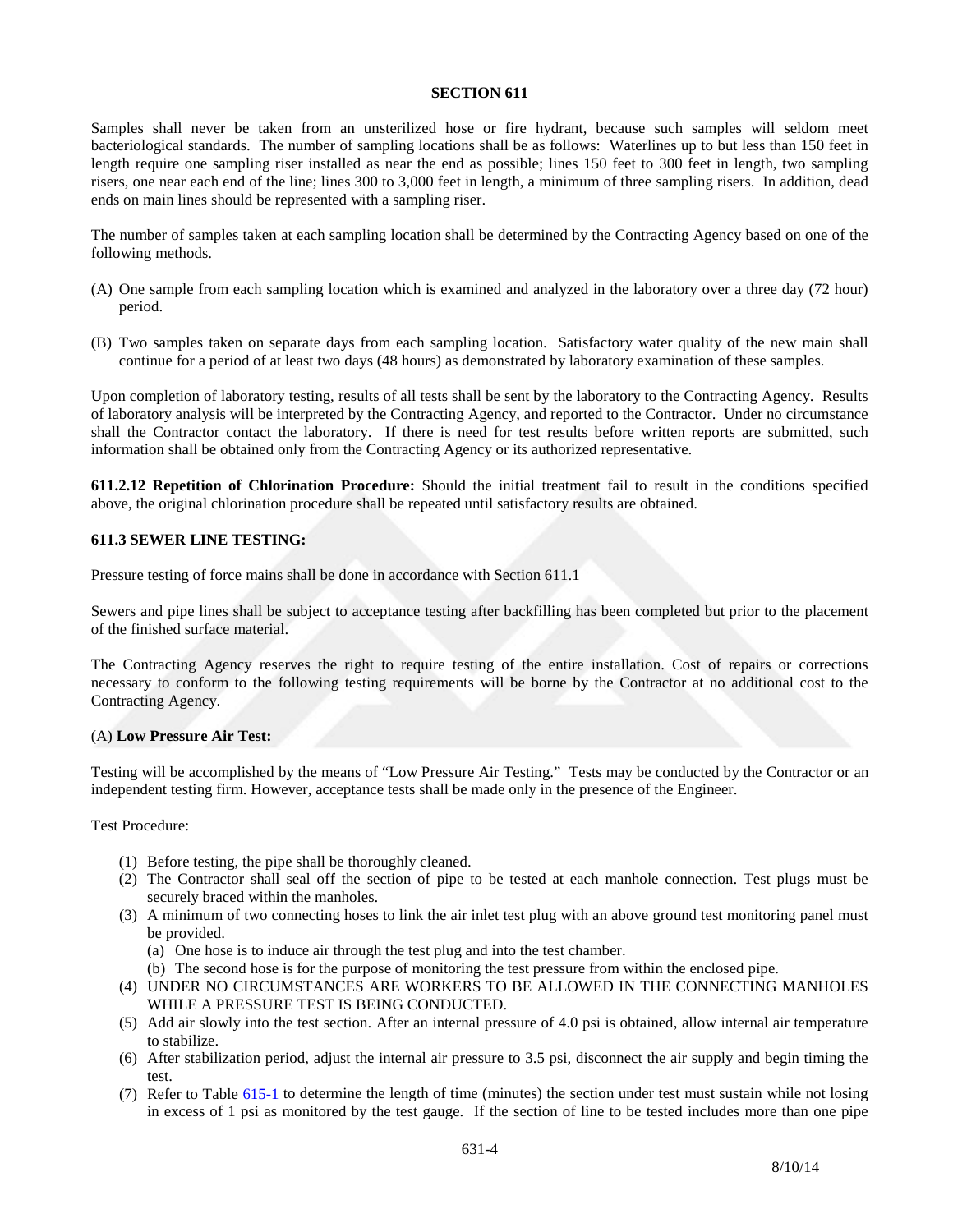**SECTION 611**

Samples shall never be taken from an unsterilized hose or fire hydrant, because such samples will seldom meet bacteriological standards. The number of sampling locations shall be as follows: Waterlines up to but less than 150 feet in length require one sampling riser installed as near the end as possible; lines 150 feet to 300 feet in length, two sampling risers, one near each end of the line; lines 300 to 3,000 feet in length, a minimum of three sampling risers. In addition, dead ends on main lines should be represented with a sampling riser.

The number of samples taken at each sampling location shall be determined by the Contracting Agency based on one of the following methods.

(A) One sample from each sampling location which is examined and analyzed in the laboratory over a three day (72 hour) period.

(B) Two samples taken on separate days from each sampling location. Satisfactory water quality of the new main shall continue for a period of at least two days (48 hours) as demonstrated by laboratory examination of these samples.

Upon completion of laboratory testing, results of all tests shall be sent by the laboratory to the Contracting Agency. Results of laboratory analysis will be interpreted by the Contracting Agency, and reported to the Contractor. Under no circumstance shall the Contractor contact the laboratory. If there is need for test results before written reports are submitted, such information shall be obtained only from the Contracting Agency or its authorized representative.

**611.2.12 Repetition of Chlorination Procedure:** Should the initial treatment fail to result in the conditions specified above, the original chlorination procedure shall be repeated until satisfactory results are obtained.

**611.3 SEWER LINE TESTING:**

Pressure testing of force mains shall be done in accordance with Section 611.1

Sewers and pipe lines shall be subject to acceptance testing after backfilling has been completed but prior to the placement of the finished surface material.

The Contracting Agency reserves the right to require testing of the entire installation. Cost of repairs or corrections necessary to conform to the following testing requirements will be borne by the Contractor at no additional cost to the Contracting Agency.

(A) **Low Pressure Air Test:**

Testing will be accomplished by the means of "Low Pressure Air Testing." Tests may be conducted by the Contractor or an independent testing firm. However, acceptance tests shall be made only in the presence of the Engineer.

Test Procedure:

(1) Before testing, the pipe shall be thoroughly cleaned.
(2) The Contractor shall seal off the section of pipe to be tested at each manhole connection. Test plugs must be securely braced within the manholes.
(3) A minimum of two connecting hoses to link the air inlet test plug with an above ground test monitoring panel must be provided.
    (a) One hose is to induce air through the test plug and into the test chamber.
    (b) The second hose is for the purpose of monitoring the test pressure from within the enclosed pipe.
(4) UNDER NO CIRCUMSTANCES ARE WORKERS TO BE ALLOWED IN THE CONNECTING MANHOLES WHILE A PRESSURE TEST IS BEING CONDUCTED.
(5) Add air slowly into the test section. After an internal pressure of 4.0 psi is obtained, allow internal air temperature to stabilize.
(6) After stabilization period, adjust the internal air pressure to 3.5 psi, disconnect the air supply and begin timing the test.
(7) Refer to Table 615-1 to determine the length of time (minutes) the section under test must sustain while not losing in excess of 1 psi as monitored by the test gauge. If the section of line to be tested includes more than one pipe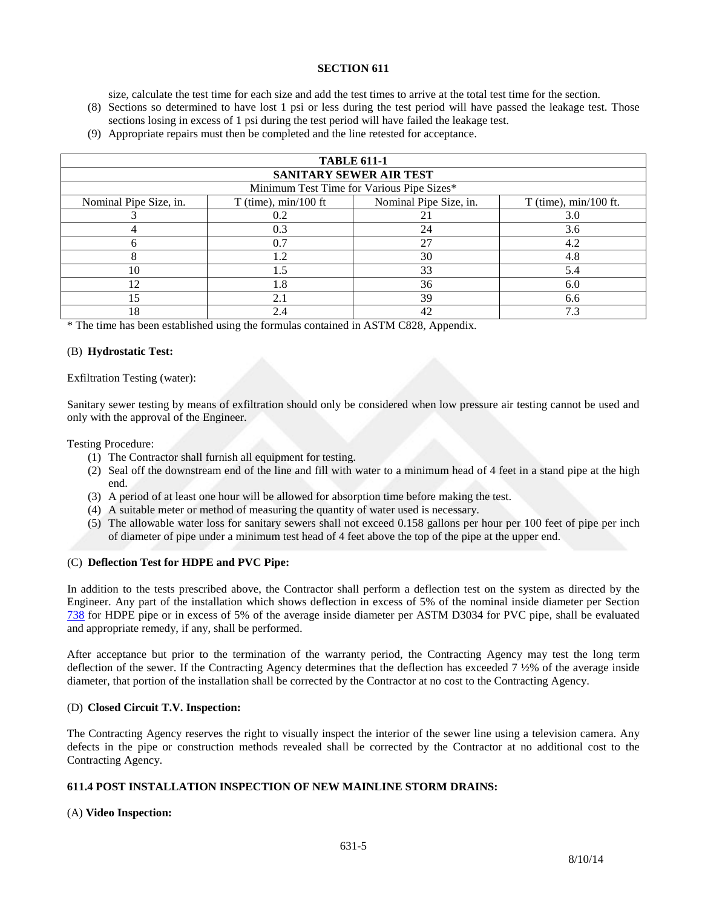size, calculate the test time for each size and add the test times to arrive at the total test time for the section.

(8) Sections so determined to have lost 1 psi or less during the test period will have passed the leakage test. Those sections losing in excess of 1 psi during the test period will have failed the leakage test.

(9) Appropriate repairs must then be completed and the line retested for acceptance.

| TABLE 611-1 | | | |
|---|---|---|---|
| **SANITARY SEWER AIR TEST** | | | |
| Minimum Test Time for Various Pipe Sizes* | | | |
| Nominal Pipe Size, in. | T (time), min/100 ft | Nominal Pipe Size, in. | T (time), min/100 ft. |
| 3 | 0.2 | 21 | 3.0 |
| 4 | 0.3 | 24 | 3.6 |
| 6 | 0.7 | 27 | 4.2 |
| 8 | 1.2 | 30 | 4.8 |
| 10 | 1.5 | 33 | 5.4 |
| 12 | 1.8 | 36 | 6.0 |
| 15 | 2.1 | 39 | 6.6 |
| 18 | 2.4 | 42 | 7.3 |

* The time has been established using the formulas contained in ASTM C828, Appendix.

(B) **Hydrostatic Test:**

Exfiltration Testing (water):

Sanitary sewer testing by means of exfiltration should only be considered when low pressure air testing cannot be used and only with the approval of the Engineer.

Testing Procedure:

(1) The Contractor shall furnish all equipment for testing.
(2) Seal off the downstream end of the line and fill with water to a minimum head of 4 feet in a stand pipe at the high end.
(3) A period of at least one hour will be allowed for absorption time before making the test.
(4) A suitable meter or method of measuring the quantity of water used is necessary.
(5) The allowable water loss for sanitary sewers shall not exceed 0.158 gallons per hour per 100 feet of pipe per inch of diameter of pipe under a minimum test head of 4 feet above the top of the pipe at the upper end.

(C) **Deflection Test for HDPE and PVC Pipe:**

In addition to the tests prescribed above, the Contractor shall perform a deflection test on the system as directed by the Engineer. Any part of the installation which shows deflection in excess of 5% of the nominal inside diameter per Section 738 for HDPE pipe or in excess of 5% of the average inside diameter per ASTM D3034 for PVC pipe, shall be evaluated and appropriate remedy, if any, shall be performed.

After acceptance but prior to the termination of the warranty period, the Contracting Agency may test the long term deflection of the sewer. If the Contracting Agency determines that the deflection has exceeded 7 ½% of the average inside diameter, that portion of the installation shall be corrected by the Contractor at no cost to the Contracting Agency.

(D) **Closed Circuit T.V. Inspection:**

The Contracting Agency reserves the right to visually inspect the interior of the sewer line using a television camera. Any defects in the pipe or construction methods revealed shall be corrected by the Contractor at no additional cost to the Contracting Agency.

## 611.4 POST INSTALLATION INSPECTION OF NEW MAINLINE STORM DRAINS:

(A) **Video Inspection:**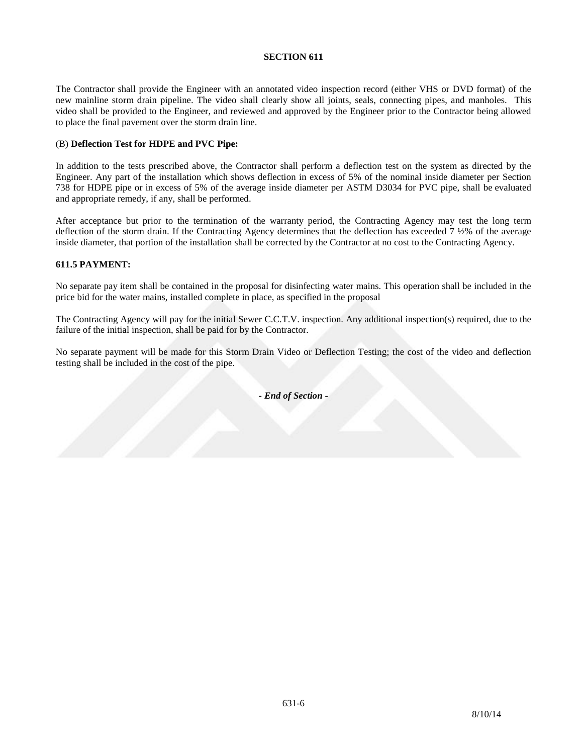The Contractor shall provide the Engineer with an annotated video inspection record (either VHS or DVD format) of the new mainline storm drain pipeline. The video shall clearly show all joints, seals, connecting pipes, and manholes. This video shall be provided to the Engineer, and reviewed and approved by the Engineer prior to the Contractor being allowed to place the final pavement over the storm drain line.

(B) **Deflection Test for HDPE and PVC Pipe:**

In addition to the tests prescribed above, the Contractor shall perform a deflection test on the system as directed by the Engineer. Any part of the installation which shows deflection in excess of 5% of the nominal inside diameter per Section 738 for HDPE pipe or in excess of 5% of the average inside diameter per ASTM D3034 for PVC pipe, shall be evaluated and appropriate remedy, if any, shall be performed.

After acceptance but prior to the termination of the warranty period, the Contracting Agency may test the long term deflection of the storm drain. If the Contracting Agency determines that the deflection has exceeded 7 ½% of the average inside diameter, that portion of the installation shall be corrected by the Contractor at no cost to the Contracting Agency.

## 611.5 PAYMENT:

No separate pay item shall be contained in the proposal for disinfecting water mains. This operation shall be included in the price bid for the water mains, installed complete in place, as specified in the proposal

The Contracting Agency will pay for the initial Sewer C.C.T.V. inspection. Any additional inspection(s) required, due to the failure of the initial inspection, shall be paid for by the Contractor.

No separate payment will be made for this Storm Drain Video or Deflection Testing; the cost of the video and deflection testing shall be included in the cost of the pipe.

- ***End of Section*** -